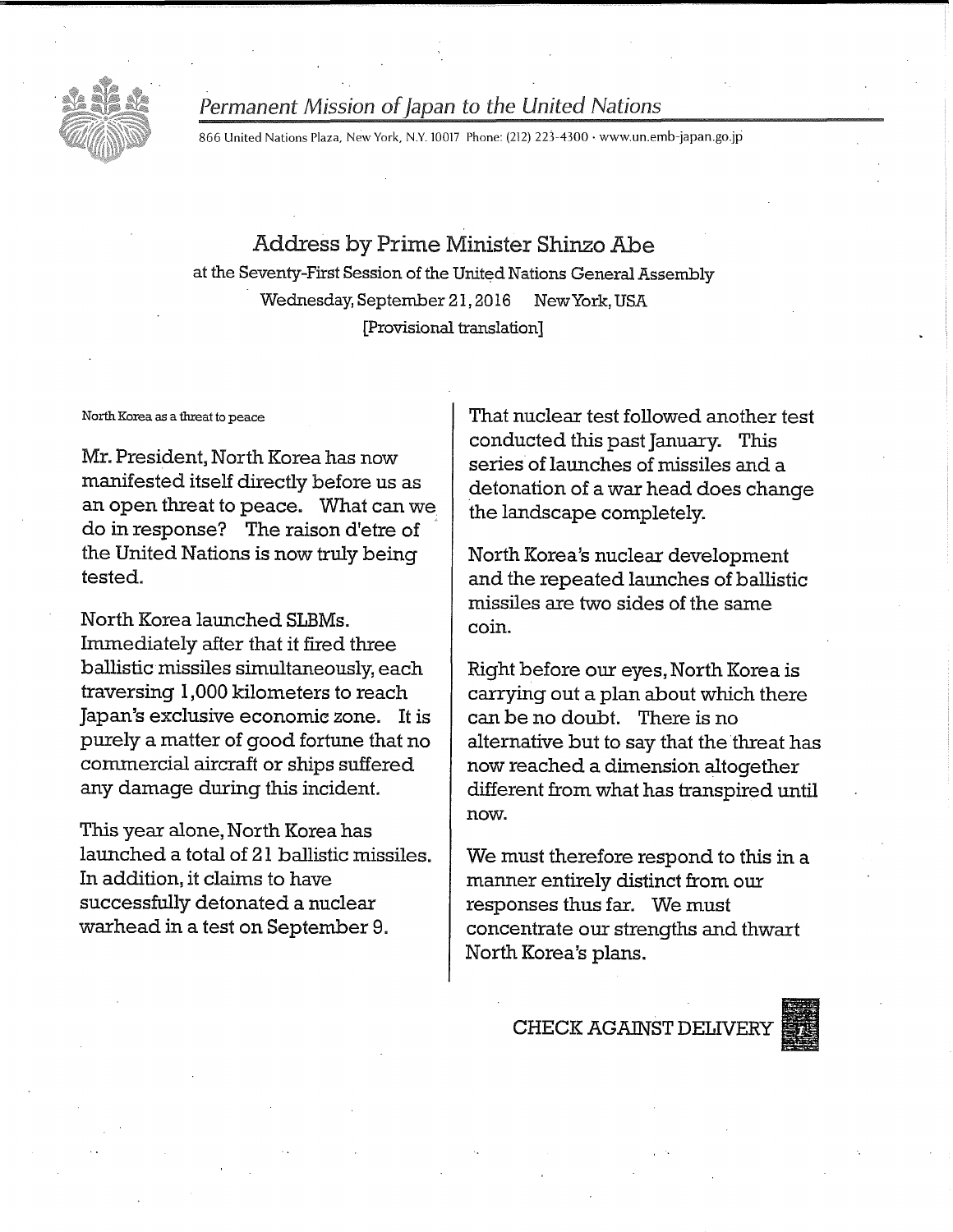*Permanent Mission of Japan to the United Nations*

866 United Nations Plaza, New York, N.Y. 10017 Phone: (212) 223-4300 · www.un.emb-japan.go.jp

# Address by Prime Minister Shinzo Abe

at the Seventy-First Session of the United Nations General Assembly

Wednesday, September 21, 2016 New York, USA

[Provisional translation]

North Korea as a threat to peace

Mr. President, North Korea has now manifested itself directly before us as an open threat to peace. What can we do in response? The raison d'etre of the United Nations is now truly being tested.

North Korea launched SLBMs. Immediately after that it fired three ballistic missiles simultaneously, each traversing 1,000 kilometers to reach Japan's exclusive economic zone. It is purely a matter of good fortune that no commercial aircraft or ships suffered any damage during this incident.

This year alone, North Korea has launched a total of 21 ballistic missiles. In addition, it claims to have successfully detonated a nuclear warhead in a test on September 9.

That nuclear test followed another test conducted this past January. This series of launches of missiles and a detonation of a war head does change the landscape completely.

North Korea's nuclear development and the repeated launches of ballistic missiles are two sides of the same coin.

Right before our eyes, North Korea is carrying out a plan about which there can be no doubt. There is no alternative but to say that the threat has now reached a dimension altogether different from what has transpired until now.

We must therefore respond to this in a manner entirely distinct from our responses thus far. We must concentrate our strengths and thwart North Korea's plans.

CHECK AGAINST DELIVERY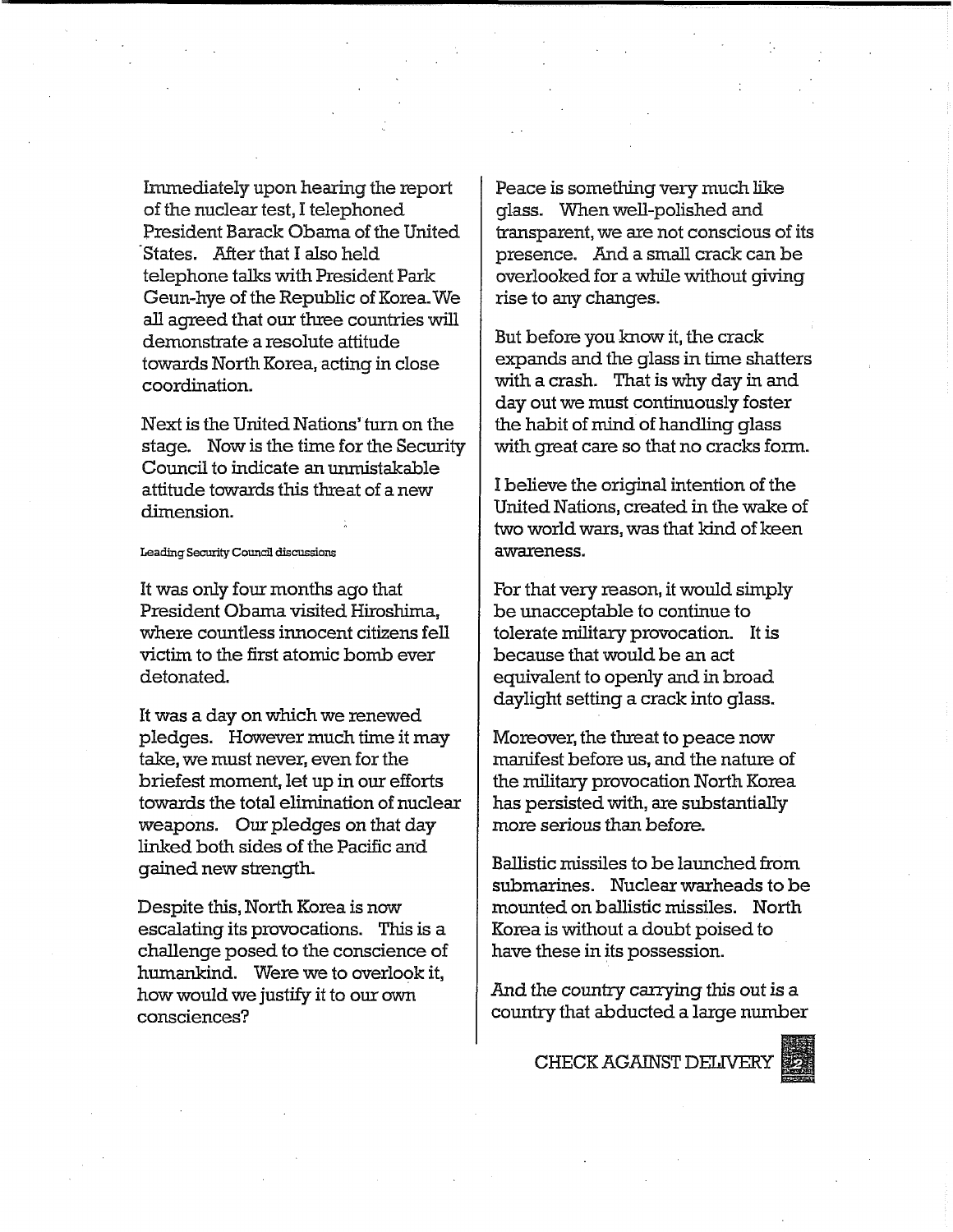Immediately upon hearing the report of the nuclear test, I telephoned President Barack Obama of the United States. After that I also held telephone talks with President Park Geun-hye of the Republic of Korea. We all agreed that our three countries will demonstrate a resolute attitude towards North Korea, acting in close coordination.

Next is the United Nations' turn on the stage. Now is the time for the Security Council to indicate an unmistakable attitude towards this threat of a new dimension.

###### Leading Security Council discussions

It was only four months ago that President Obama visited Hiroshima, where countless innocent citizens fell victim to the first atomic bomb ever detonated.

It was a day on which we renewed pledges. However much time it may take, we must never, even for the briefest moment, let up in our efforts towards the total elimination of nuclear weapons. Our pledges on that day linked both sides of the Pacific and gained new strength.

Despite this, North Korea is now escalating its provocations. This is a challenge posed to the conscience of humankind. Were we to overlook it, how would we justify it to our own consciences?

Peace is something very much like glass. When well-polished and transparent, we are not conscious of its presence. And a small crack can be overlooked for a while without giving rise to any changes.

But before you know it, the crack expands and the glass in time shatters with a crash. That is why day in and day out we must continuously foster the habit of mind of handling glass with great care so that no cracks form.

I believe the original intention of the United Nations, created in the wake of two world wars, was that kind of keen awareness.

For that very reason, it would simply be unacceptable to continue to tolerate military provocation. It is because that would be an act equivalent to openly and in broad daylight setting a crack into glass.

Moreover, the threat to peace now manifest before us, and the nature of the military provocation North Korea has persisted with, are substantially more serious than before.

Ballistic missiles to be launched from submarines. Nuclear warheads to be mounted on ballistic missiles. North Korea is without a doubt poised to have these in its possession.

And the country carrying this out is a country that abducted a large number

CHECK AGAINST DELIVERY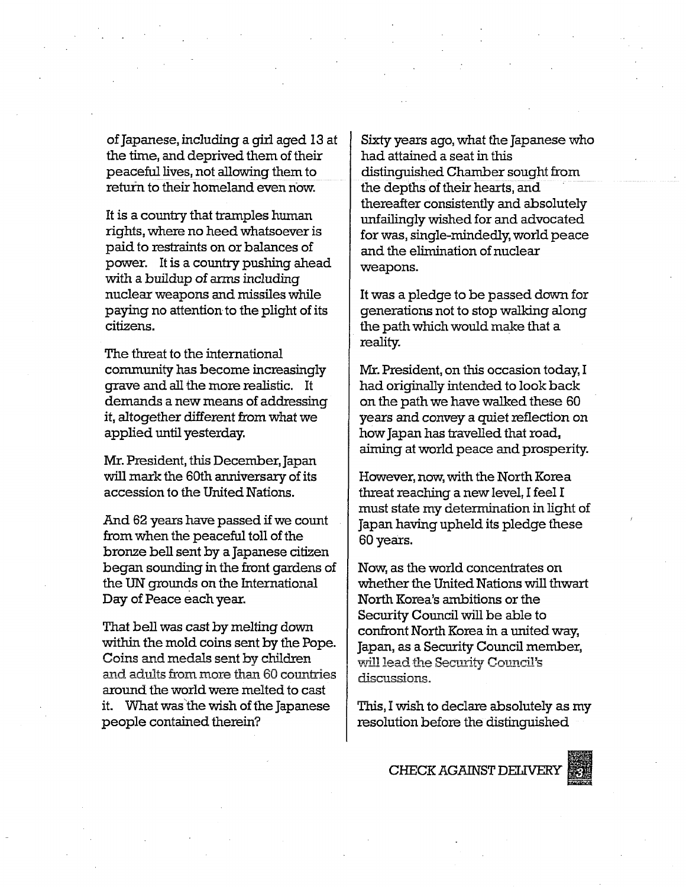of Japanese, including a girl aged 13 at the time, and deprived them of their peaceful lives, not allowing them to return to their homeland even now.

It is a country that tramples human rights, where no heed whatsoever is paid to restraints on or balances of power. It is a country pushing ahead with a buildup of arms including nuclear weapons and missiles while paying no attention to the plight of its citizens.

The threat to the international community has become increasingly grave and all the more realistic. It demands a new means of addressing it, altogether different from what we applied until yesterday.

Mr. President, this December, Japan will mark the 60th anniversary of its accession to the United Nations.

And 62 years have passed if we count from when the peaceful toll of the bronze bell sent by a Japanese citizen began sounding in the front gardens of the UN grounds on the International Day of Peace each year.

That bell was cast by melting down within the mold coins sent by the Pope. Coins and medals sent by children and adults from more than 60 countries around the world were melted to cast it. What was the wish of the Japanese people contained therein?

Sixty years ago, what the Japanese who had attained a seat in this distinguished Chamber sought from the depths of their hearts, and thereafter consistently and absolutely unfailingly wished for and advocated for was, single-mindedly, world peace and the elimination of nuclear weapons.

It was a pledge to be passed down for generations not to stop walking along the path which would make that a reality.

Mr. President, on this occasion today, I had originally intended to look back on the path we have walked these 60 years and convey a quiet reflection on how Japan has travelled that road, aiming at world peace and prosperity.

However, now, with the North Korea threat reaching a new level, I feel I must state my determination in light of Japan having upheld its pledge these 60 years.

Now, as the world concentrates on whether the United Nations will thwart North Korea's ambitions or the Security Council will be able to confront North Korea in a united way, Japan, as a Security Council member, will lead the Security Council's discussions.

This, I wish to declare absolutely as my resolution before the distinguished

CHECK AGAINST DELIVERY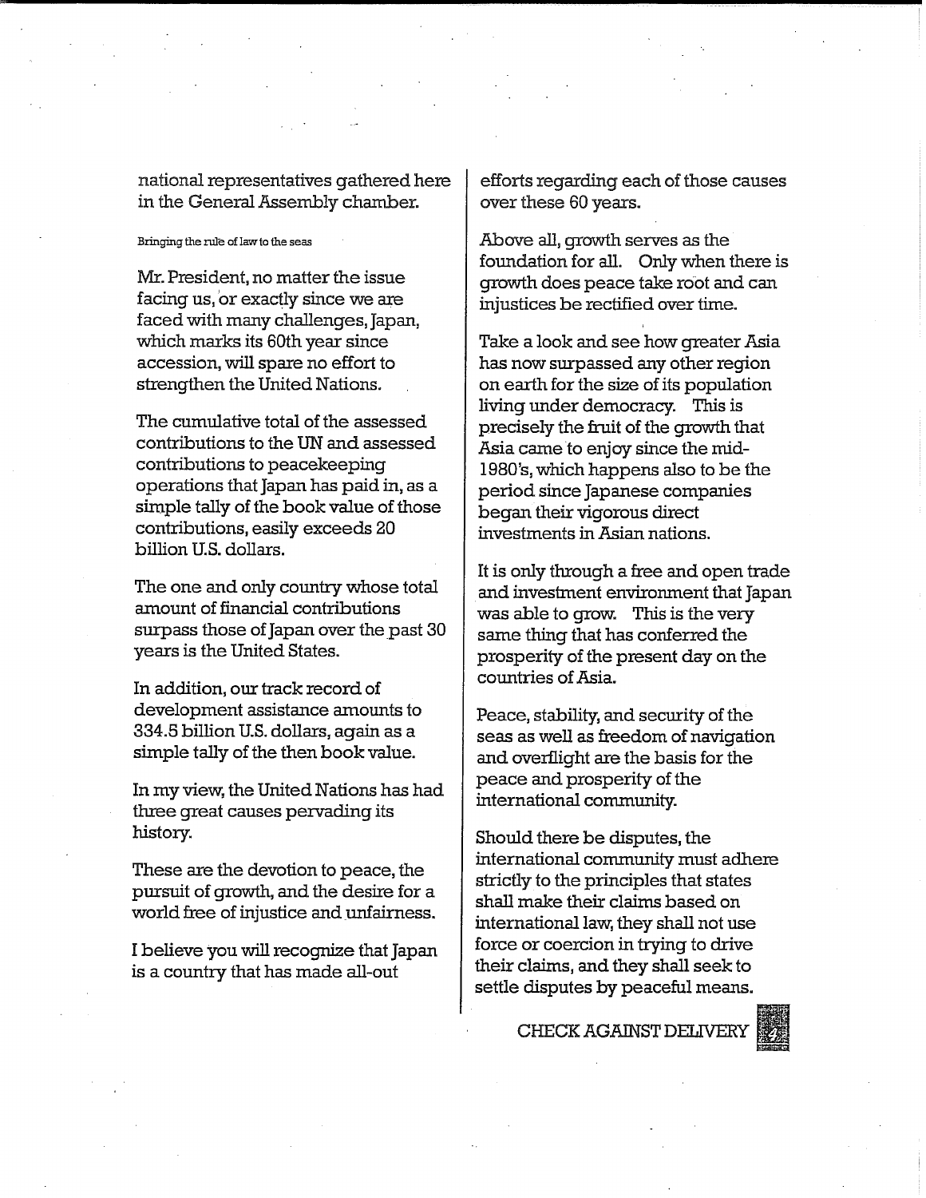national representatives gathered here in the General Assembly chamber.

#### Bringing the rule of law to the seas

Mr. President, no matter the issue facing us, or exactly since we are faced with many challenges, Japan, which marks its 60th year since accession, will spare no effort to strengthen the United Nations.

The cumulative total of the assessed contributions to the UN and assessed contributions to peacekeeping operations that Japan has paid in, as a simple tally of the book value of those contributions, easily exceeds 20 billion U.S. dollars.

The one and only country whose total amount of financial contributions surpass those of Japan over the past 30 years is the United States.

In addition, our track record of development assistance amounts to 334.5 billion U.S. dollars, again as a simple tally of the then book value.

In my view, the United Nations has had three great causes pervading its history.

These are the devotion to peace, the pursuit of growth, and the desire for a world free of injustice and unfairness.

I believe you will recognize that Japan is a country that has made all-out efforts regarding each of those causes over these 60 years.

Above all, growth serves as the foundation for all. Only when there is growth does peace take root and can injustices be rectified over time.

Take a look and see how greater Asia has now surpassed any other region on earth for the size of its population living under democracy. This is precisely the fruit of the growth that Asia came to enjoy since the mid-1980's, which happens also to be the period since Japanese companies began their vigorous direct investments in Asian nations.

It is only through a free and open trade and investment environment that Japan was able to grow. This is the very same thing that has conferred the prosperity of the present day on the countries of Asia.

Peace, stability, and security of the seas as well as freedom of navigation and overflight are the basis for the peace and prosperity of the international community.

Should there be disputes, the international community must adhere strictly to the principles that states shall make their claims based on international law, they shall not use force or coercion in trying to drive their claims, and they shall seek to settle disputes by peaceful means.

CHECK AGAINST DELIVERY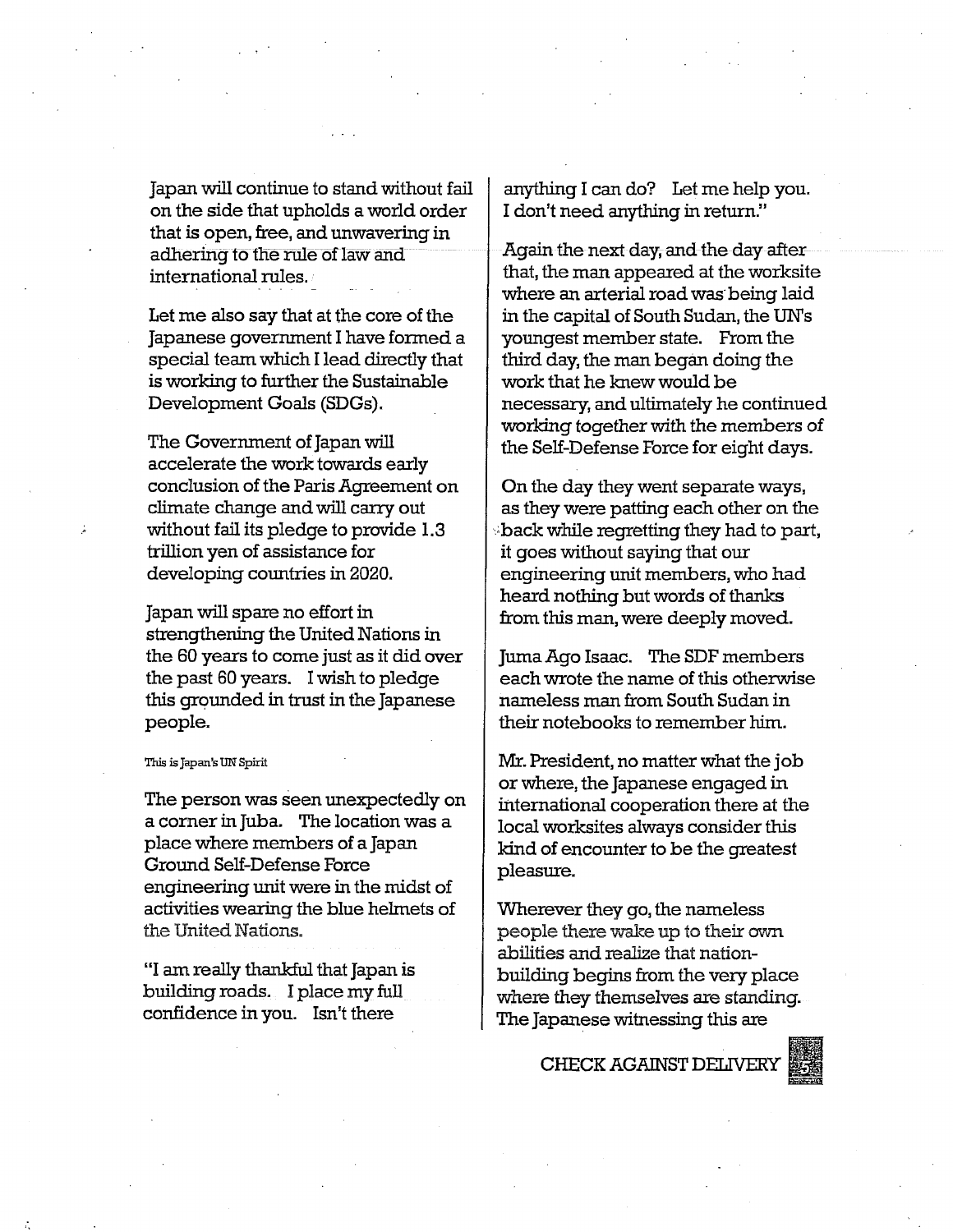Japan will continue to stand without fail on the side that upholds a world order that is open, free, and unwavering in adhering to the rule of law and international rules.

Let me also say that at the core of the Japanese government I have formed a special team which I lead directly that is working to further the Sustainable Development Goals (SDGs).

The Government of Japan will accelerate the work towards early conclusion of the Paris Agreement on climate change and will carry out without fail its pledge to provide 1.3 trillion yen of assistance for developing countries in 2020.

Japan will spare no effort in strengthening the United Nations in the 60 years to come just as it did over the past 60 years. I wish to pledge this grounded in trust in the Japanese people.

###### This is Japan's UN Spirit

The person was seen unexpectedly on a corner in Juba. The location was a place where members of a Japan Ground Self-Defense Force engineering unit were in the midst of activities wearing the blue helmets of the United Nations.

"I am really thankful that Japan is building roads. I place my full confidence in you. Isn't there anything I can do? Let me help you. I don't need anything in return."

Again the next day, and the day after that, the man appeared at the worksite where an arterial road was being laid in the capital of South Sudan, the UN's youngest member state. From the third day, the man began doing the work that he knew would be necessary, and ultimately he continued working together with the members of the Self-Defense Force for eight days.

On the day they went separate ways, as they were patting each other on the back while regretting they had to part, it goes without saying that our engineering unit members, who had heard nothing but words of thanks from this man, were deeply moved.

Juma Ago Isaac. The SDF members each wrote the name of this otherwise nameless man from South Sudan in their notebooks to remember him.

Mr. President, no matter what the job or where, the Japanese engaged in international cooperation there at the local worksites always consider this kind of encounter to be the greatest pleasure.

Wherever they go, the nameless people there wake up to their own abilities and realize that nation-building begins from the very place where they themselves are standing. The Japanese witnessing this are

CHECK AGAINST DELIVERY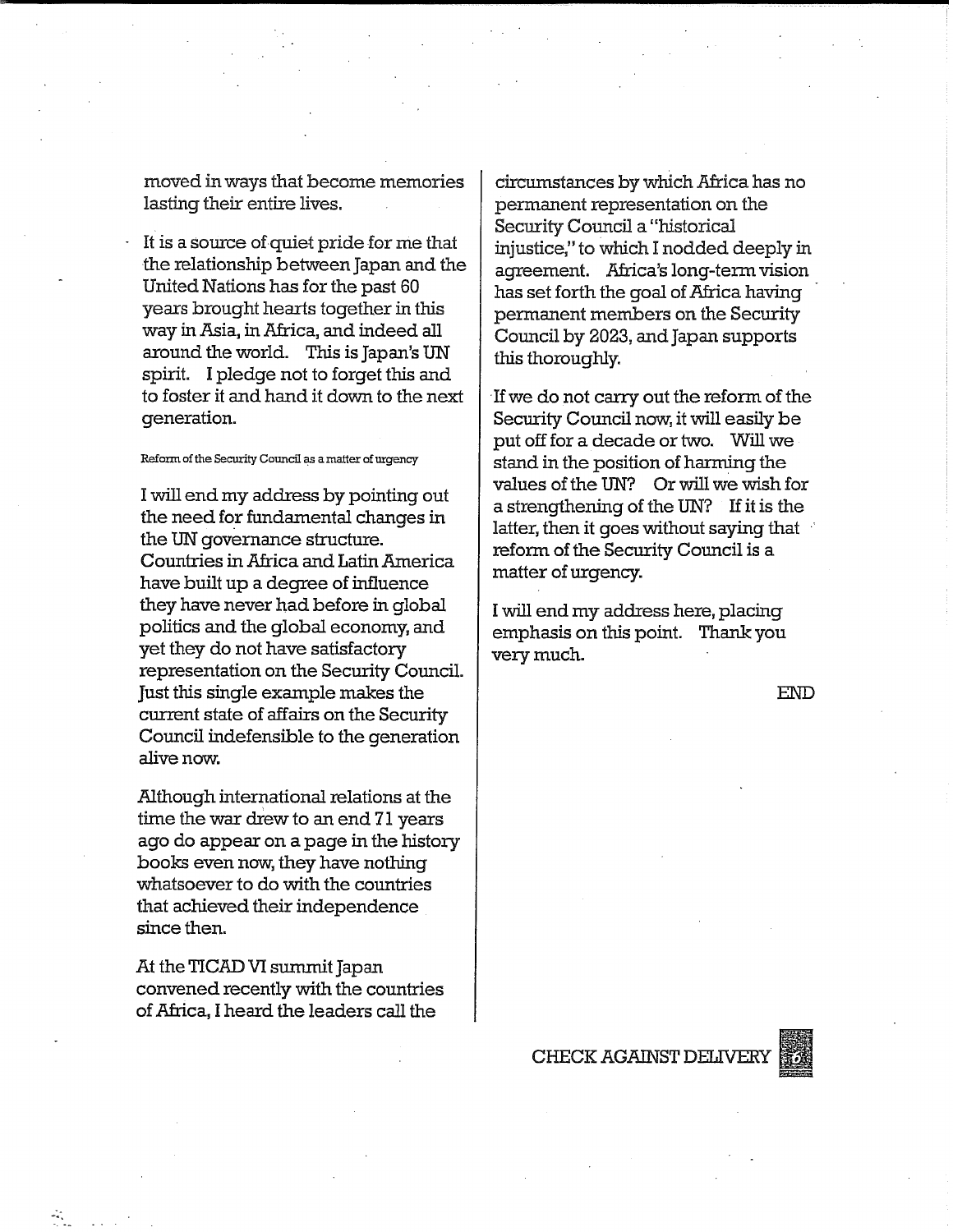moved in ways that become memories lasting their entire lives.

It is a source of quiet pride for me that the relationship between Japan and the United Nations has for the past 60 years brought hearts together in this way in Asia, in Africa, and indeed all around the world. This is Japan's UN spirit. I pledge not to forget this and to foster it and hand it down to the next generation.

###### Reform of the Security Council as a matter of urgency

I will end my address by pointing out the need for fundamental changes in the UN governance structure. Countries in Africa and Latin America have built up a degree of influence they have never had before in global politics and the global economy, and yet they do not have satisfactory representation on the Security Council. Just this single example makes the current state of affairs on the Security Council indefensible to the generation alive now.

Although international relations at the time the war drew to an end 71 years ago do appear on a page in the history books even now, they have nothing whatsoever to do with the countries that achieved their independence since then.

At the TICAD VI summit Japan convened recently with the countries of Africa, I heard the leaders call the circumstances by which Africa has no permanent representation on the Security Council a "historical injustice," to which I nodded deeply in agreement. Africa's long-term vision has set forth the goal of Africa having permanent members on the Security Council by 2023, and Japan supports this thoroughly.

If we do not carry out the reform of the Security Council now, it will easily be put off for a decade or two. Will we stand in the position of harming the values of the UN? Or will we wish for a strengthening of the UN? If it is the latter, then it goes without saying that reform of the Security Council is a matter of urgency.

I will end my address here, placing emphasis on this point. Thank you very much.

END

CHECK AGAINST DELIVERY